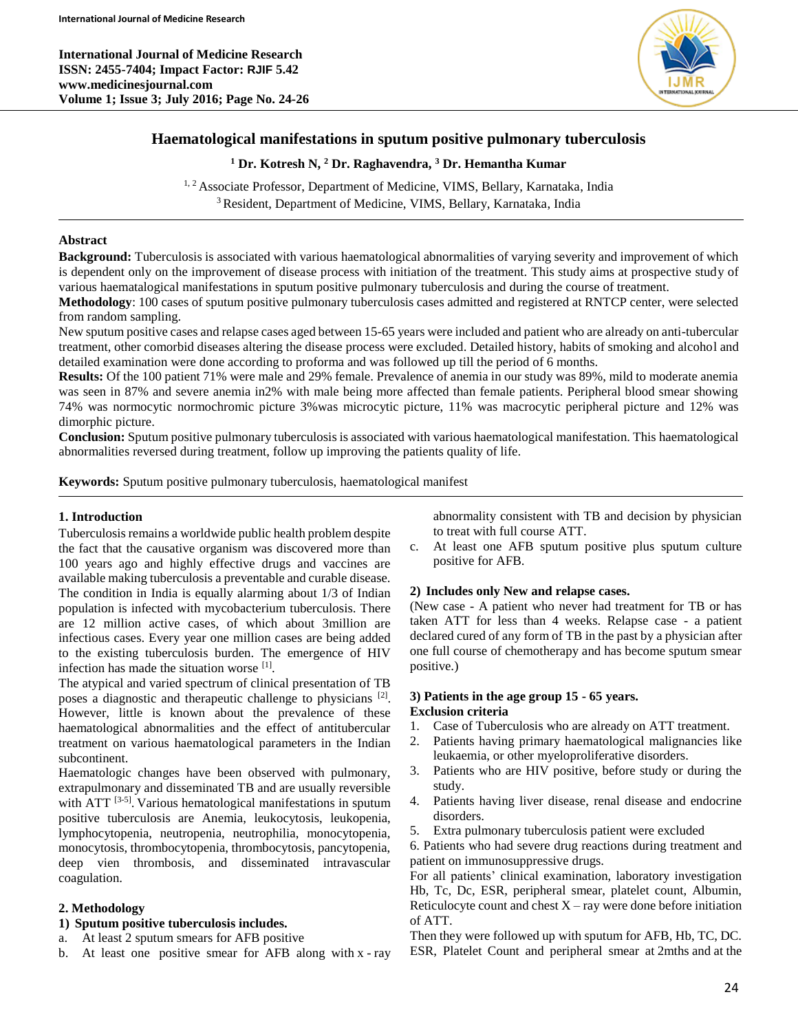# Haematological manifestations in sputum positive pulmonary tuberculosis

**[1] Dr. Kotresh N, [2] Dr. Raghavendra, [3] Dr. Hemantha Kumar**

[1, 2] Associate Professor, Department of Medicine, VIMS, Bellary, Karnataka, India
[3] Resident, Department of Medicine, VIMS, Bellary, Karnataka, India

## Abstract

**Background:** Tuberculosis is associated with various haematological abnormalities of varying severity and improvement of which is dependent only on the improvement of disease process with initiation of the treatment. This study aims at prospective study of various haematalogical manifestations in sputum positive pulmonary tuberculosis and during the course of treatment.

**Methodology**: 100 cases of sputum positive pulmonary tuberculosis cases admitted and registered at RNTCP center, were selected from random sampling.

New sputum positive cases and relapse cases aged between 15-65 years were included and patient who are already on anti-tubercular treatment, other comorbid diseases altering the disease process were excluded. Detailed history, habits of smoking and alcohol and detailed examination were done according to proforma and was followed up till the period of 6 months.

**Results:** Of the 100 patient 71% were male and 29% female. Prevalence of anemia in our study was 89%, mild to moderate anemia was seen in 87% and severe anemia in2% with male being more affected than female patients. Peripheral blood smear showing 74% was normocytic normochromic picture 3%was microcytic picture, 11% was macrocytic peripheral picture and 12% was dimorphic picture.

**Conclusion:** Sputum positive pulmonary tuberculosis is associated with various haematological manifestation. This haematological abnormalities reversed during treatment, follow up improving the patients quality of life.

**Keywords:** Sputum positive pulmonary tuberculosis, haematological manifest

## 1. Introduction

Tuberculosis remains a worldwide public health problem despite the fact that the causative organism was discovered more than 100 years ago and highly effective drugs and vaccines are available making tuberculosis a preventable and curable disease. The condition in India is equally alarming about 1/3 of Indian population is infected with mycobacterium tuberculosis. There are 12 million active cases, of which about 3million are infectious cases. Every year one million cases are being added to the existing tuberculosis burden. The emergence of HIV infection has made the situation worse [1].

The atypical and varied spectrum of clinical presentation of TB poses a diagnostic and therapeutic challenge to physicians [2]. However, little is known about the prevalence of these haematological abnormalities and the effect of antitubercular treatment on various haematological parameters in the Indian subcontinent.

Haematologic changes have been observed with pulmonary, extrapulmonary and disseminated TB and are usually reversible with ATT [3-5]. Various hematological manifestations in sputum positive tuberculosis are Anemia, leukocytosis, leukopenia, lymphocytopenia, neutropenia, neutrophilia, monocytopenia, monocytosis, thrombocytopenia, thrombocytosis, pancytopenia, deep vien thrombosis, and disseminated intravascular coagulation.

## 2. Methodology

### 1) Sputum positive tuberculosis includes.

a. At least 2 sputum smears for AFB positive
b. At least one positive smear for AFB along with x - ray abnormality consistent with TB and decision by physician to treat with full course ATT.
c. At least one AFB sputum positive plus sputum culture positive for AFB.

### 2) Includes only New and relapse cases.

(New case - A patient who never had treatment for TB or has taken ATT for less than 4 weeks. Relapse case - a patient declared cured of any form of TB in the past by a physician after one full course of chemotherapy and has become sputum smear positive.)

### 3) Patients in the age group 15 - 65 years.

**Exclusion criteria**

1. Case of Tuberculosis who are already on ATT treatment.
2. Patients having primary haematological malignancies like leukaemia, or other myeloproliferative disorders.
3. Patients who are HIV positive, before study or during the study.
4. Patients having liver disease, renal disease and endocrine disorders.
5. Extra pulmonary tuberculosis patient were excluded
6. Patients who had severe drug reactions during treatment and patient on immunosuppressive drugs.

For all patients' clinical examination, laboratory investigation Hb, Tc, Dc, ESR, peripheral smear, platelet count, Albumin, Reticulocyte count and chest X – ray were done before initiation of ATT.

Then they were followed up with sputum for AFB, Hb, TC, DC. ESR, Platelet Count and peripheral smear at 2mths and at the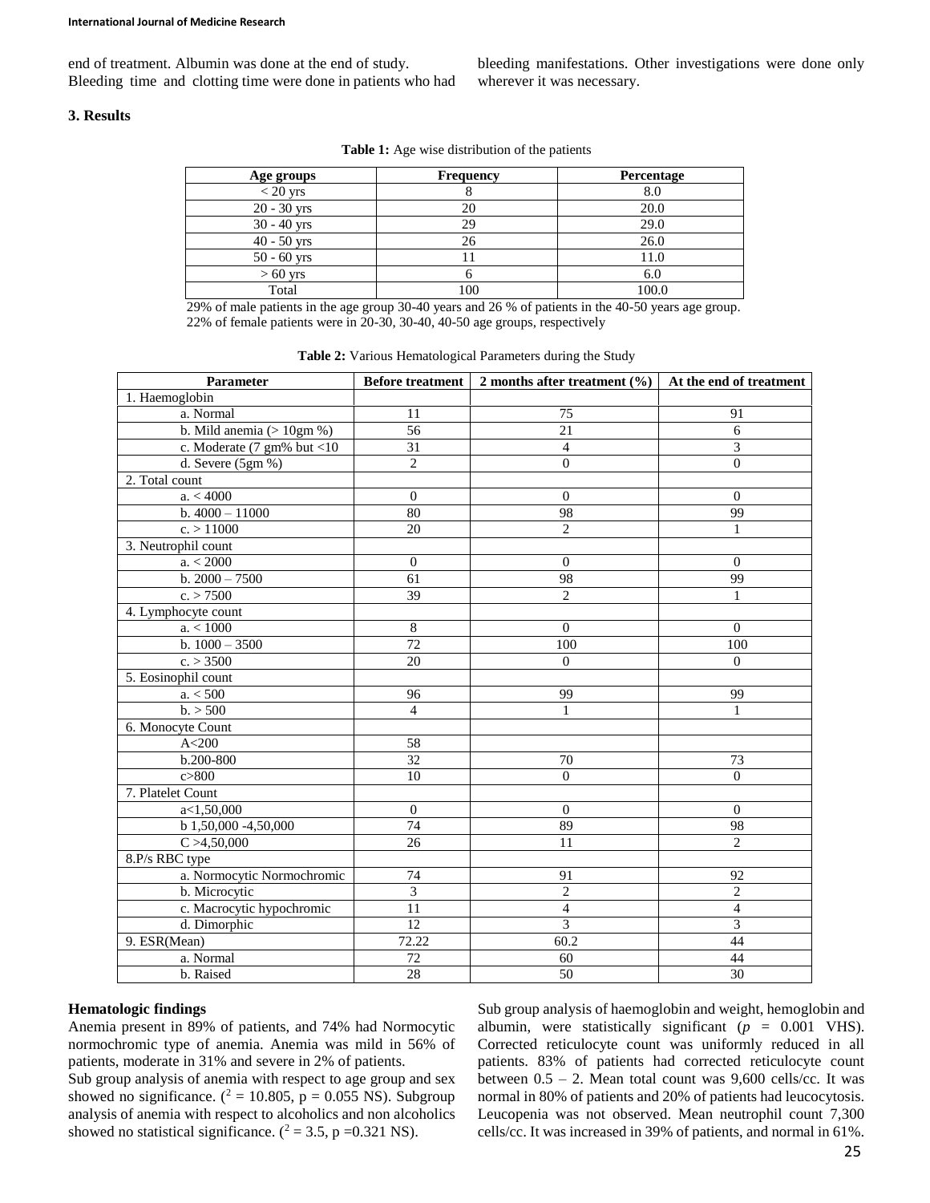end of treatment. Albumin was done at the end of study. Bleeding time and clotting time were done in patients who had bleeding manifestations. Other investigations were done only wherever it was necessary.

## 3. Results

**Table 1:** Age wise distribution of the patients

| Age groups | Frequency | Percentage |
|---|---|---|
| < 20 yrs | 8 | 8.0 |
| 20 - 30 yrs | 20 | 20.0 |
| 30 - 40 yrs | 29 | 29.0 |
| 40 - 50 yrs | 26 | 26.0 |
| 50 - 60 yrs | 11 | 11.0 |
| > 60 yrs | 6 | 6.0 |
| Total | 100 | 100.0 |

29% of male patients in the age group 30-40 years and 26 % of patients in the 40-50 years age group. 22% of female patients were in 20-30, 30-40, 40-50 age groups, respectively

**Table 2:** Various Hematological Parameters during the Study

| Parameter | Before treatment | 2 months after treatment (%) | At the end of treatment |
|---|---|---|---|
| 1. Haemoglobin | | | |
| a. Normal | 11 | 75 | 91 |
| b. Mild anemia (> 10gm %) | 56 | 21 | 6 |
| c. Moderate (7 gm% but <10 | 31 | 4 | 3 |
| d. Severe (5gm %) | 2 | 0 | 0 |
| 2. Total count | | | |
| a. < 4000 | 0 | 0 | 0 |
| b. 4000 – 11000 | 80 | 98 | 99 |
| c. > 11000 | 20 | 2 | 1 |
| 3. Neutrophil count | | | |
| a. < 2000 | 0 | 0 | 0 |
| b. 2000 – 7500 | 61 | 98 | 99 |
| c. > 7500 | 39 | 2 | 1 |
| 4. Lymphocyte count | | | |
| a. < 1000 | 8 | 0 | 0 |
| b. 1000 – 3500 | 72 | 100 | 100 |
| c. > 3500 | 20 | 0 | 0 |
| 5. Eosinophil count | | | |
| a. < 500 | 96 | 99 | 99 |
| b. > 500 | 4 | 1 | 1 |
| 6. Monocyte Count | | | |
| A<200 | 58 | | |
| b.200-800 | 32 | 70 | 73 |
| c>800 | 10 | 0 | 0 |
| 7. Platelet Count | | | |
| a<1,50,000 | 0 | 0 | 0 |
| b 1,50,000 -4,50,000 | 74 | 89 | 98 |
| C >4,50,000 | 26 | 11 | 2 |
| 8.P/s RBC type | | | |
| a. Normocytic Normochromic | 74 | 91 | 92 |
| b. Microcytic | 3 | 2 | 2 |
| c. Macrocytic hypochromic | 11 | 4 | 4 |
| d. Dimorphic | 12 | 3 | 3 |
| 9. ESR(Mean) | 72.22 | 60.2 | 44 |
| a. Normal | 72 | 60 | 44 |
| b. Raised | 28 | 50 | 30 |

### Hematologic findings

Anemia present in 89% of patients, and 74% had Normocytic normochromic type of anemia. Anemia was mild in 56% of patients, moderate in 31% and severe in 2% of patients.

Sub group analysis of anemia with respect to age group and sex showed no significance. ($^2$ = 10.805, p = 0.055 NS). Subgroup analysis of anemia with respect to alcoholics and non alcoholics showed no statistical significance. ($^2$ = 3.5, p =0.321 NS).

Sub group analysis of haemoglobin and weight, hemoglobin and albumin, were statistically significant ($p$ = 0.001 VHS). Corrected reticulocyte count was uniformly reduced in all patients. 83% of patients had corrected reticulocyte count between 0.5 – 2. Mean total count was 9,600 cells/cc. It was normal in 80% of patients and 20% of patients had leucocytosis. Leucopenia was not observed. Mean neutrophil count 7,300 cells/cc. It was increased in 39% of patients, and normal in 61%.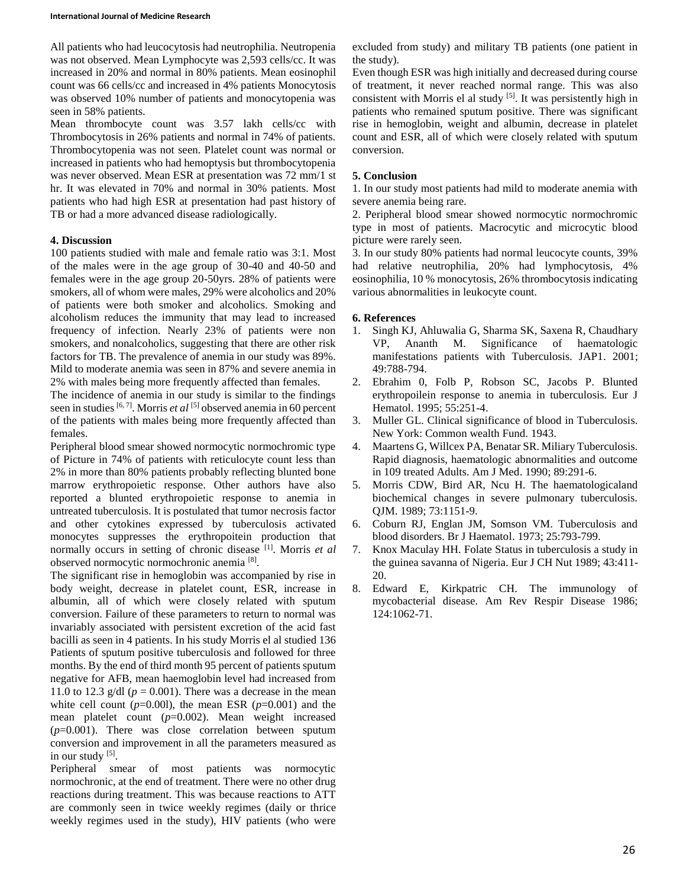All patients who had leucocytosis had neutrophilia. Neutropenia was not observed. Mean Lymphocyte was 2,593 cells/cc. It was increased in 20% and normal in 80% patients. Mean eosinophil count was 66 cells/cc and increased in 4% patients Monocytosis was observed 10% number of patients and monocytopenia was seen in 58% patients.

Mean thrombocyte count was 3.57 lakh cells/cc with Thrombocytosis in 26% patients and normal in 74% of patients. Thrombocytopenia was not seen. Platelet count was normal or increased in patients who had hemoptysis but thrombocytopenia was never observed. Mean ESR at presentation was 72 mm/1 st hr. It was elevated in 70% and normal in 30% patients. Most patients who had high ESR at presentation had past history of TB or had a more advanced disease radiologically.

## 4. Discussion

100 patients studied with male and female ratio was 3:1. Most of the males were in the age group of 30-40 and 40-50 and females were in the age group 20-50yrs. 28% of patients were smokers, all of whom were males, 29% were alcoholics and 20% of patients were both smoker and alcoholics. Smoking and alcoholism reduces the immunity that may lead to increased frequency of infection. Nearly 23% of patients were non smokers, and nonalcoholics, suggesting that there are other risk factors for TB. The prevalence of anemia in our study was 89%. Mild to moderate anemia was seen in 87% and severe anemia in 2% with males being more frequently affected than females.

The incidence of anemia in our study is similar to the findings seen in studies [6, 7]. Morris *et al* [5] observed anemia in 60 percent of the patients with males being more frequently affected than females.

Peripheral blood smear showed normocytic normochromic type of Picture in 74% of patients with reticulocyte count less than 2% in more than 80% patients probably reflecting blunted bone marrow erythropoietic response. Other authors have also reported a blunted erythropoietic response to anemia in untreated tuberculosis. It is postulated that tumor necrosis factor and other cytokines expressed by tuberculosis activated monocytes suppresses the erythropoitein production that normally occurs in setting of chronic disease [1]. Morris *et al* observed normocytic normochronic anemia [8].

The significant rise in hemoglobin was accompanied by rise in body weight, decrease in platelet count, ESR, increase in albumin, all of which were closely related with sputum conversion. Failure of these parameters to return to normal was invariably associated with persistent excretion of the acid fast bacilli as seen in 4 patients. In his study Morris el al studied 136 Patients of sputum positive tuberculosis and followed for three months. By the end of third month 95 percent of patients sputum negative for AFB, mean haemoglobin level had increased from 11.0 to 12.3 g/dl ($p = 0.001$). There was a decrease in the mean white cell count ($p$=0.00l), the mean ESR ($p$=0.001) and the mean platelet count ($p$=0.002). Mean weight increased ($p$=0.001). There was close correlation between sputum conversion and improvement in all the parameters measured as in our study [5].

Peripheral smear of most patients was normocytic normochronic, at the end of treatment. There were no other drug reactions during treatment. This was because reactions to ATT are commonly seen in twice weekly regimes (daily or thrice weekly regimes used in the study), HIV patients (who were excluded from study) and military TB patients (one patient in the study).

Even though ESR was high initially and decreased during course of treatment, it never reached normal range. This was also consistent with Morris el al study [5]. It was persistently high in patients who remained sputum positive. There was significant rise in hemoglobin, weight and albumin, decrease in platelet count and ESR, all of which were closely related with sputum conversion.

## 5. Conclusion

1. In our study most patients had mild to moderate anemia with severe anemia being rare.
2. Peripheral blood smear showed normocytic normochromic type in most of patients. Macrocytic and microcytic blood picture were rarely seen.
3. In our study 80% patients had normal leucocyte counts, 39% had relative neutrophilia, 20% had lymphocytosis, 4% eosinophilia, 10 % monocytosis, 26% thrombocytosis indicating various abnormalities in leukocyte count.

## 6. References

1. Singh KJ, Ahluwalia G, Sharma SK, Saxena R, Chaudhary VP, Ananth M. Significance of haematologic manifestations patients with Tuberculosis. JAP1. 2001; 49:788-794.
2. Ebrahim 0, Folb P, Robson SC, Jacobs P. Blunted erythropoilein response to anemia in tuberculosis. Eur J Hematol. 1995; 55:251-4.
3. Muller GL. Clinical significance of blood in Tuberculosis. New York: Common wealth Fund. 1943.
4. Maartens G, Willcex PA, Benatar SR. Miliary Tuberculosis. Rapid diagnosis, haematologic abnormalities and outcome in 109 treated Adults. Am J Med. 1990; 89:291-6.
5. Morris CDW, Bird AR, Ncu H. The haematologicaland biochemical changes in severe pulmonary tuberculosis. QJM. 1989; 73:1151-9.
6. Coburn RJ, Englan JM, Somson VM. Tuberculosis and blood disorders. Br J Haematol. 1973; 25:793-799.
7. Knox Maculay HH. Folate Status in tuberculosis a study in the guinea savanna of Nigeria. Eur J CH Nut 1989; 43:411-20.
8. Edward E, Kirkpatric CH. The immunology of mycobacterial disease. Am Rev Respir Disease 1986; 124:1062-71.